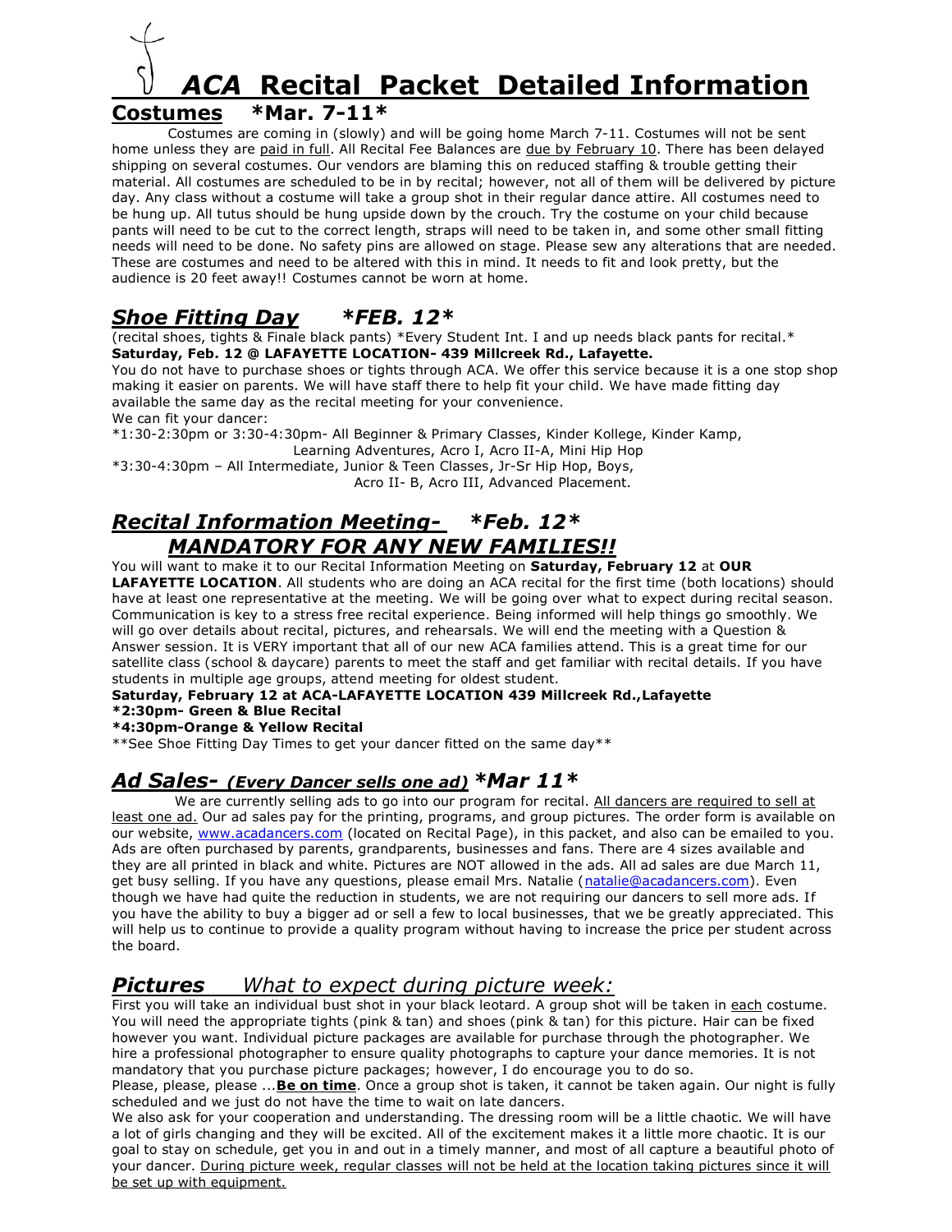# *ACA* Recital Packet Detailed Information

## Costumes *Mar. 7-11*

Costumes are coming in (slowly) and will be going home March 7-11. Costumes will not be sent home unless they are paid in full. All Recital Fee Balances are due by February 10. There has been delayed shipping on several costumes. Our vendors are blaming this on reduced staffing & trouble getting their material. All costumes are scheduled to be in by recital; however, not all of them will be delivered by picture day. Any class without a costume will take a group shot in their regular dance attire. All costumes need to be hung up. All tutus should be hung upside down by the crouch. Try the costume on your child because pants will need to be cut to the correct length, straps will need to be taken in, and some other small fitting needs will need to be done. No safety pins are allowed on stage. Please sew any alterations that are needed. These are costumes and need to be altered with this in mind. It needs to fit and look pretty, but the audience is 20 feet away!! Costumes cannot be worn at home.

## *Shoe Fitting Day *FEB. 12**

(recital shoes, tights & Finale black pants) *Every Student Int. I and up needs black pants for recital.*
**Saturday, Feb. 12 @ LAFAYETTE LOCATION- 439 Millcreek Rd., Lafayette.**
You do not have to purchase shoes or tights through ACA. We offer this service because it is a one stop shop making it easier on parents. We will have staff there to help your child. We have made fitting day available the same day as the recital meeting for your convenience.
We can fit your dancer:
*1:30-2:30pm or 3:30-4:30pm- All Beginner & Primary Classes, Kinder Kollege, Kinder Kamp, Learning Adventures, Acro I, Acro II-A, Mini Hip Hop
*3:30-4:30pm – All Intermediate, Junior & Teen Classes, Jr-Sr Hip Hop, Boys, Acro II- B, Acro III, Advanced Placement.

## *Recital Information Meeting- *Feb. 12**
## *MANDATORY FOR ANY NEW FAMILIES!!*

You will want to make it to our Recital Information Meeting on **Saturday, February 12** at **OUR LAFAYETTE LOCATION**. All students who are doing an ACA recital for the first time (both locations) should have at least one representative at the meeting. We will be going over what to expect during recital season. Communication is key to a stress free recital experience. Being informed will help things go smoothly. We will go over details about recital, pictures, and rehearsals. We will end the meeting with a Question & Answer session. It is VERY important that all of our new ACA families attend. This is a great time for our satellite class (school & daycare) parents to meet the staff and get familiar with recital details. If you have students in multiple age groups, attend meeting for oldest student.
**Saturday, February 12 at ACA-LAFAYETTE LOCATION 439 Millcreek Rd.,Lafayette**
***2:30pm- Green & Blue Recital**
***4:30pm-Orange & Yellow Recital**
**See Shoe Fitting Day Times to get your dancer fitted on the same day**

## *Ad Sales- (Every Dancer sells one ad) *Mar 11**

We are currently selling ads to go into our program for recital. All dancers are required to sell at least one ad. Our ad sales pay for the printing, programs, and group pictures. The order form is available on our website, www.acadancers.com (located on Recital Page), in this packet, and also can be emailed to you. Ads are often purchased by parents, grandparents, businesses and fans. There are 4 sizes available and they are all printed in black and white. Pictures are NOT allowed in the ads. All ad sales are due March 11, get busy selling. If you have any questions, please email Mrs. Natalie (natalie@acadancers.com). Even though we have had quite the reduction in students, we are not requiring our dancers to sell more ads. If you have the ability to buy a bigger ad or sell a few to local businesses, that we be greatly appreciated. This will help us to continue to provide a quality program without having to increase the price per student across the board.

## ***Pictures*** *What to expect during picture week:*

First you will take an individual bust shot in your black leotard. A group shot will be taken in each costume. You will need the appropriate tights (pink & tan) and shoes (pink & tan) for this picture. Hair can be fixed however you want. Individual picture packages are available for purchase through the photographer. We hire a professional photographer to ensure quality photographs to capture your dance memories. It is not mandatory that you purchase picture packages; however, I do encourage you to do so.
Please, please, please ...**Be on time**. Once a group shot is taken, it cannot be taken again. Our night is fully scheduled and we just do not have the time to wait on late dancers.
We also ask for your cooperation and understanding. The dressing room will be a little chaotic. We will have a lot of girls changing and they will be excited. All of the excitement makes it a little more chaotic. It is our goal to stay on schedule, get you in and out in a timely manner, and most of all capture a beautiful photo of your dancer. During picture week, regular classes will not be held at the location taking pictures since it will be set up with equipment.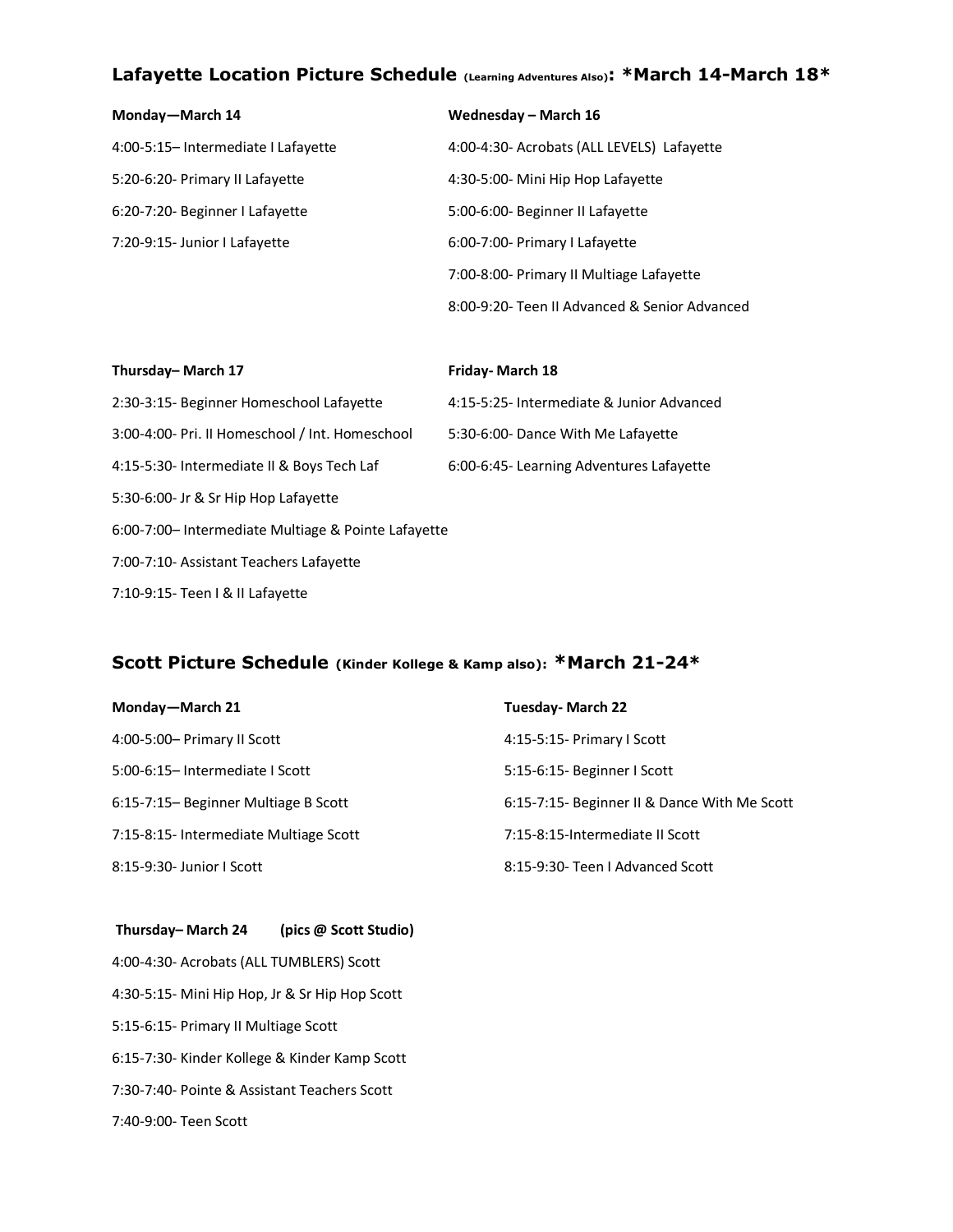## Lafayette Location Picture Schedule (Learning Adventures Also): *March 14-March 18*

**Monday—March 14**

4:00-5:15– Intermediate I Lafayette

5:20-6:20- Primary II Lafayette

6:20-7:20- Beginner I Lafayette

7:20-9:15- Junior I Lafayette

**Wednesday – March 16**

4:00-4:30- Acrobats (ALL LEVELS) Lafayette

4:30-5:00- Mini Hip Hop Lafayette

5:00-6:00- Beginner II Lafayette

6:00-7:00- Primary I Lafayette

7:00-8:00- Primary II Multiage Lafayette

8:00-9:20- Teen II Advanced & Senior Advanced

**Thursday– March 17**

2:30-3:15- Beginner Homeschool Lafayette

3:00-4:00- Pri. II Homeschool / Int. Homeschool

4:15-5:30- Intermediate II & Boys Tech Laf

5:30-6:00- Jr & Sr Hip Hop Lafayette

6:00-7:00– Intermediate Multiage & Pointe Lafayette

7:00-7:10- Assistant Teachers Lafayette

7:10-9:15- Teen I & II Lafayette

**Friday- March 18**

4:15-5:25- Intermediate & Junior Advanced

5:30-6:00- Dance With Me Lafayette

6:00-6:45- Learning Adventures Lafayette

## Scott Picture Schedule (Kinder Kollege & Kamp also): *March 21-24*

**Monday—March 21**

4:00-5:00– Primary II Scott

5:00-6:15– Intermediate I Scott

6:15-7:15– Beginner Multiage B Scott

7:15-8:15- Intermediate Multiage Scott

8:15-9:30- Junior I Scott

**Tuesday- March 22**

4:15-5:15- Primary I Scott

5:15-6:15- Beginner I Scott

6:15-7:15- Beginner II & Dance With Me Scott

7:15-8:15-Intermediate II Scott

8:15-9:30- Teen I Advanced Scott

**Thursday– March 24 (pics @ Scott Studio)**

4:00-4:30- Acrobats (ALL TUMBLERS) Scott

4:30-5:15- Mini Hip Hop, Jr & Sr Hip Hop Scott

5:15-6:15- Primary II Multiage Scott

6:15-7:30- Kinder Kollege & Kinder Kamp Scott

7:30-7:40- Pointe & Assistant Teachers Scott

7:40-9:00- Teen Scott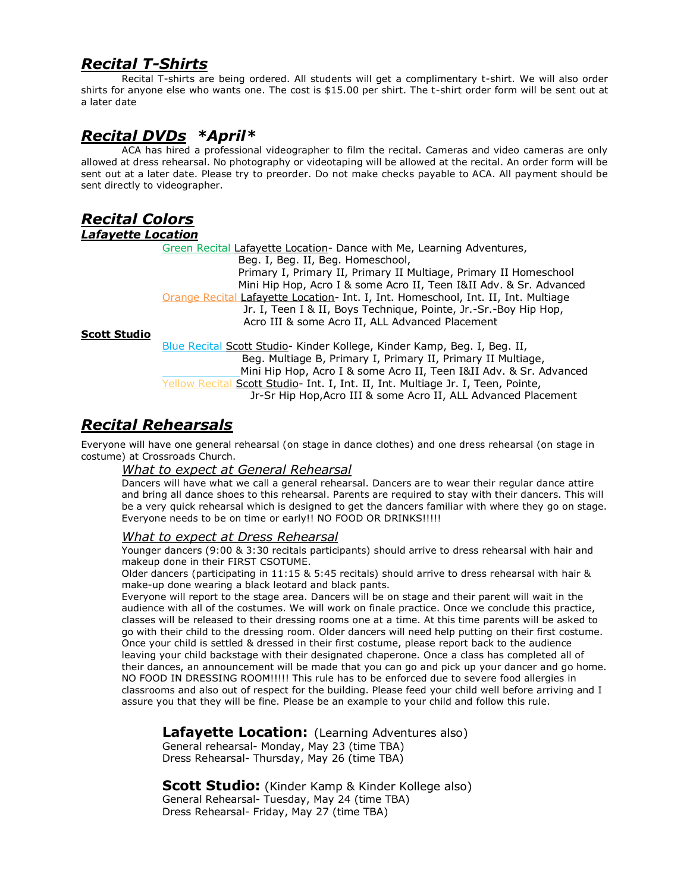## ***Recital T-Shirts***

Recital T-shirts are being ordered. All students will get a complimentary t-shirt. We will also order shirts for anyone else who wants one. The cost is $15.00 per shirt. The t-shirt order form will be sent out at a later date

## ***Recital DVDs*** ***\*April\****

ACA has hired a professional videographer to film the recital. Cameras and video cameras are only allowed at dress rehearsal. No photography or videotaping will be allowed at the recital. An order form will be sent out at a later date. Please try to preorder. Do not make checks payable to ACA. All payment should be sent directly to videographer.

## ***Recital Colors***

### ***Lafayette Location***

Green Recital Lafayette Location- Dance with Me, Learning Adventures, Beg. I, Beg. II, Beg. Homeschool, Primary I, Primary II, Primary II Multiage, Primary II Homeschool Mini Hip Hop, Acro I & some Acro II, Teen I&II Adv. & Sr. Advanced

Orange Recital Lafayette Location- Int. I, Int. Homeschool, Int. II, Int. Multiage Jr. I, Teen I & II, Boys Technique, Pointe, Jr.-Sr.-Boy Hip Hop, Acro III & some Acro II, ALL Advanced Placement

**Scott Studio**

Blue Recital Scott Studio- Kinder Kollege, Kinder Kamp, Beg. I, Beg. II, Beg. Multiage B, Primary I, Primary II, Primary II Multiage, Mini Hip Hop, Acro I & some Acro II, Teen I&II Adv. & Sr. Advanced

Yellow Recital Scott Studio- Int. I, Int. II, Int. Multiage Jr. I, Teen, Pointe, Jr-Sr Hip Hop,Acro III & some Acro II, ALL Advanced Placement

## ***Recital Rehearsals***

Everyone will have one general rehearsal (on stage in dance clothes) and one dress rehearsal (on stage in costume) at Crossroads Church.

*What to expect at General Rehearsal*

Dancers will have what we call a general rehearsal. Dancers are to wear their regular dance attire and bring all dance shoes to this rehearsal. Parents are required to stay with their dancers. This will be a very quick rehearsal which is designed to get the dancers familiar with where they go on stage. Everyone needs to be on time or early!! NO FOOD OR DRINKS!!!!!

*What to expect at Dress Rehearsal*

Younger dancers (9:00 & 3:30 recitals participants) should arrive to dress rehearsal with hair and makeup done in their FIRST CSOTUME.

Older dancers (participating in 11:15 & 5:45 recitals) should arrive to dress rehearsal with hair & make-up done wearing a black leotard and black pants.

Everyone will report to the stage area. Dancers will be on stage and their parent will wait in the audience with all of the costumes. We will work on finale practice. Once we conclude this practice, classes will be released to their dressing rooms one at a time. At this time parents will be asked to go with their child to the dressing room. Older dancers will need help putting on their first costume. Once your child is settled & dressed in their first costume, please report back to the audience leaving your child backstage with their designated chaperone. Once a class has completed all of their dances, an announcement will be made that you can go and pick up your dancer and go home. NO FOOD IN DRESSING ROOM!!!!! This rule has to be enforced due to severe food allergies in classrooms and also out of respect for the building. Please feed your child well before arriving and I assure you that they will be fine. Please be an example to your child and follow this rule.

**Lafayette Location:** (Learning Adventures also)
General rehearsal- Monday, May 23 (time TBA)
Dress Rehearsal- Thursday, May 26 (time TBA)

**Scott Studio:** (Kinder Kamp & Kinder Kollege also)
General Rehearsal- Tuesday, May 24 (time TBA)
Dress Rehearsal- Friday, May 27 (time TBA)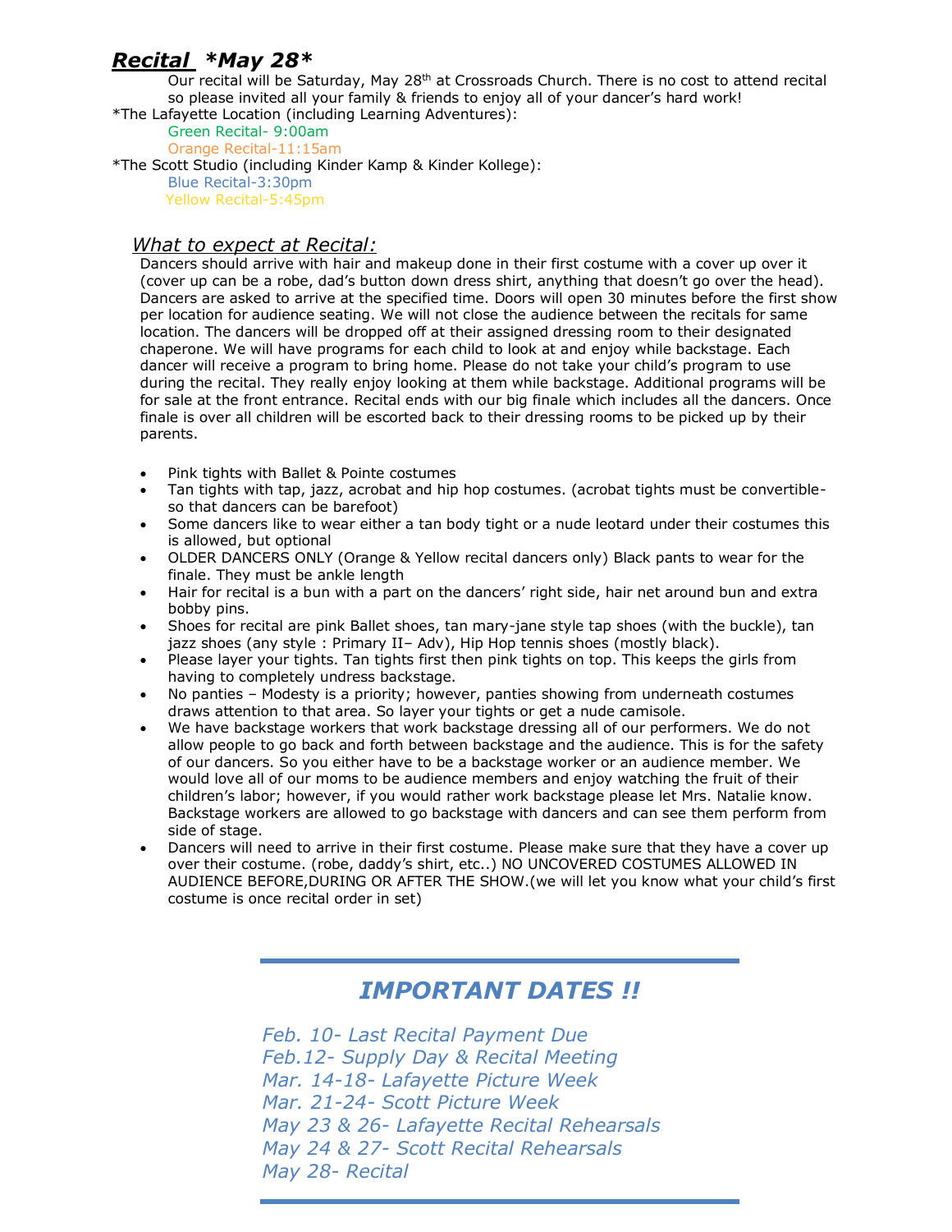## ***Recital*** ***\*May 28\****

Our recital will be Saturday, May 28th at Crossroads Church. There is no cost to attend recital so please invited all your family & friends to enjoy all of your dancer's hard work!

*The Lafayette Location (including Learning Adventures):

Green Recital- 9:00am

Orange Recital-11:15am

*The Scott Studio (including Kinder Kamp & Kinder Kollege):

Blue Recital-3:30pm

Yellow Recital-5:45pm

### *What to expect at Recital:*

Dancers should arrive with hair and makeup done in their first costume with a cover up over it (cover up can be a robe, dad's button down dress shirt, anything that doesn't go over the head). Dancers are asked to arrive at the specified time. Doors will open 30 minutes before the first show per location for audience seating. We will not close the audience between the recitals for same location. The dancers will be dropped off at their assigned dressing room to their designated chaperone. We will have programs for each child to look at and enjoy while backstage. Each dancer will receive a program to bring home. Please do not take your child's program to use during the recital. They really enjoy looking at them while backstage. Additional programs will be for sale at the front entrance. Recital ends with our big finale which includes all the dancers. Once finale is over all children will be escorted back to their dressing rooms to be picked up by their parents.

- Pink tights with Ballet & Pointe costumes
- Tan tights with tap, jazz, acrobat and hip hop costumes. (acrobat tights must be convertible- so that dancers can be barefoot)
- Some dancers like to wear either a tan body tight or a nude leotard under their costumes this is allowed, but optional
- OLDER DANCERS ONLY (Orange & Yellow recital dancers only) Black pants to wear for the finale. They must be ankle length
- Hair for recital is a bun with a part on the dancers' right side, hair net around bun and extra bobby pins.
- Shoes for recital are pink Ballet shoes, tan mary-jane style tap shoes (with the buckle), tan jazz shoes (any style : Primary II– Adv), Hip Hop tennis shoes (mostly black).
- Please layer your tights. Tan tights first then pink tights on top. This keeps the girls from having to completely undress backstage.
- No panties – Modesty is a priority; however, panties showing from underneath costumes draws attention to that area. So layer your tights or get a nude camisole.
- We have backstage workers that work backstage dressing all of our performers. We do not allow people to go back and forth between backstage and the audience. This is for the safety of our dancers. So you either have to be a backstage worker or an audience member. We would love all of our moms to be audience members and enjoy watching the fruit of their children's labor; however, if you would rather work backstage please let Mrs. Natalie know. Backstage workers are allowed to go backstage with dancers and can see them perform from side of stage.
- Dancers will need to arrive in their first costume. Please make sure that they have a cover up over their costume. (robe, daddy's shirt, etc..) NO UNCOVERED COSTUMES ALLOWED IN AUDIENCE BEFORE,DURING OR AFTER THE SHOW.(we will let you know what your child's first costume is once recital order in set)

---

## *IMPORTANT DATES !!*

*Feb. 10- Last Recital Payment Due*
*Feb.12- Supply Day & Recital Meeting*
*Mar. 14-18- Lafayette Picture Week*
*Mar. 21-24- Scott Picture Week*
*May 23 & 26- Lafayette Recital Rehearsals*
*May 24 & 27- Scott Recital Rehearsals*
*May 28- Recital*

---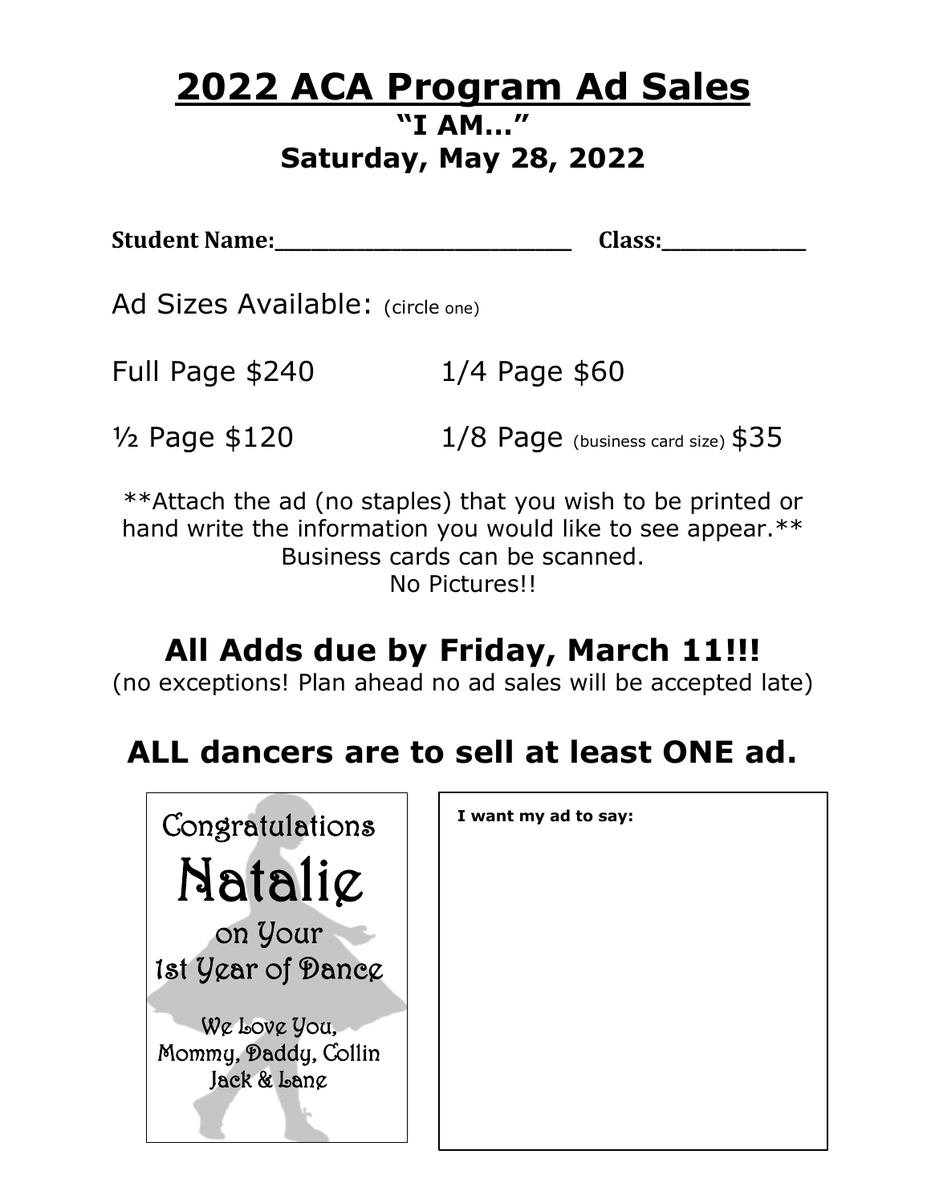# 2022 ACA Program Ad Sales

## "I AM…"

## Saturday, May 28, 2022

**Student Name:______________________________ Class:______________**

Ad Sizes Available: (circle one)

| | |
|---|---|
| Full Page $240 | 1/4 Page $60 |
| ½ Page $120 | 1/8 Page (business card size) $35 |

**Attach the ad (no staples) that you wish to be printed or hand write the information you would like to see appear.**
Business cards can be scanned.
No Pictures!!

## All Adds due by Friday, March 11!!!

(no exceptions! Plan ahead no ad sales will be accepted late)

## ALL dancers are to sell at least ONE ad.

Congratulations

Natalie

on Your
1st Year of Dance

We Love You,
Mommy, Daddy, Collin
Jack & Lane

**I want my ad to say:**